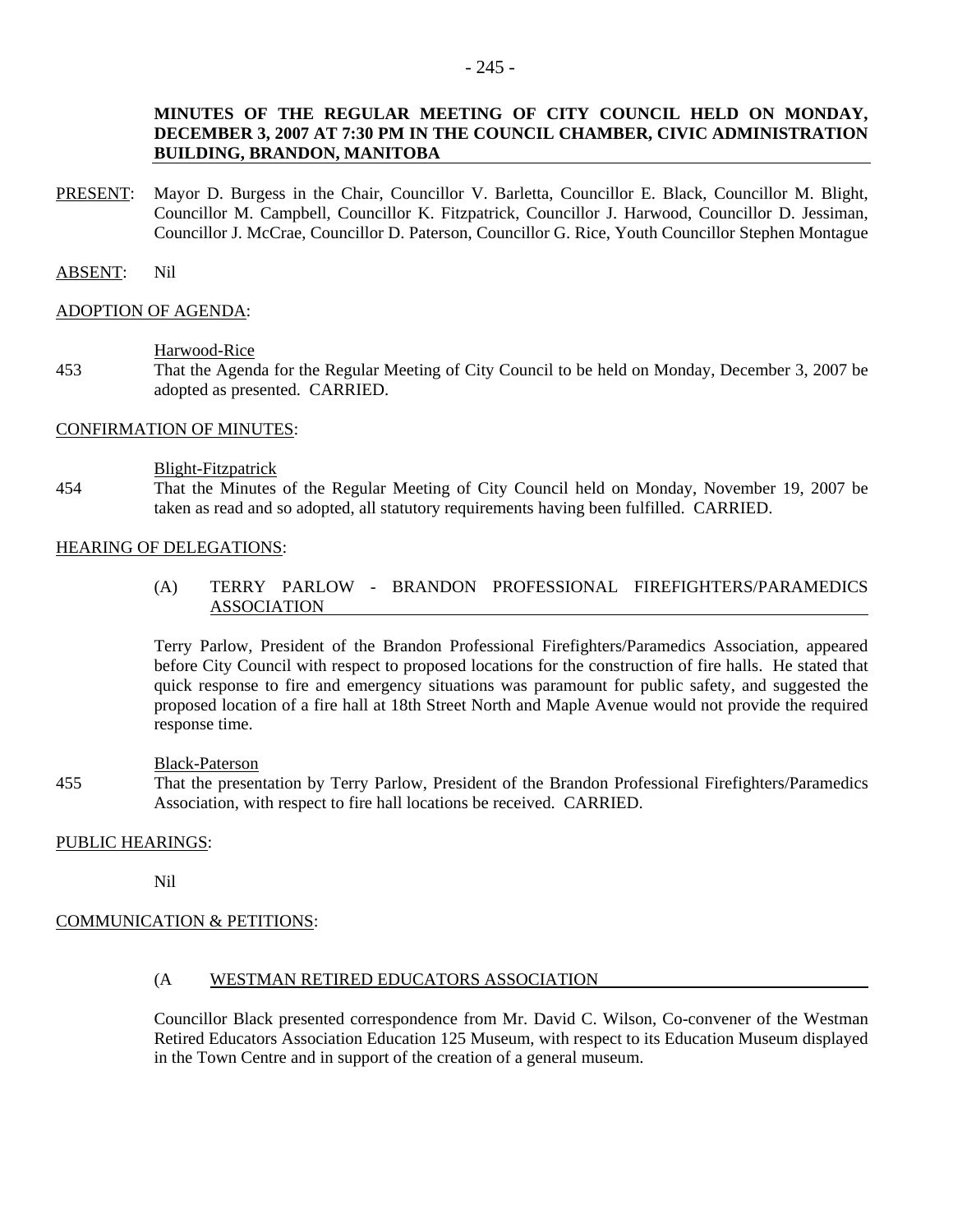**MINUTES OF THE REGULAR MEETING OF CITY COUNCIL HELD ON MONDAY, DECEMBER 3, 2007 AT 7:30 PM IN THE COUNCIL CHAMBER, CIVIC ADMINISTRATION BUILDING, BRANDON, MANITOBA**

PRESENT: Mayor D. Burgess in the Chair, Councillor V. Barletta, Councillor E. Black, Councillor M. Blight, Councillor M. Campbell, Councillor K. Fitzpatrick, Councillor J. Harwood, Councillor D. Jessiman, Councillor J. McCrae, Councillor D. Paterson, Councillor G. Rice, Youth Councillor Stephen Montague

ABSENT: Nil

ADOPTION OF AGENDA:

Harwood-Rice

453 That the Agenda for the Regular Meeting of City Council to be held on Monday, December 3, 2007 be adopted as presented. CARRIED.

CONFIRMATION OF MINUTES:

Blight-Fitzpatrick

454 That the Minutes of the Regular Meeting of City Council held on Monday, November 19, 2007 be taken as read and so adopted, all statutory requirements having been fulfilled. CARRIED.

HEARING OF DELEGATIONS:

(A) TERRY PARLOW - BRANDON PROFESSIONAL FIREFIGHTERS/PARAMEDICS ASSOCIATION

Terry Parlow, President of the Brandon Professional Firefighters/Paramedics Association, appeared before City Council with respect to proposed locations for the construction of fire halls. He stated that quick response to fire and emergency situations was paramount for public safety, and suggested the proposed location of a fire hall at 18th Street North and Maple Avenue would not provide the required response time.

Black-Paterson

455 That the presentation by Terry Parlow, President of the Brandon Professional Firefighters/Paramedics Association, with respect to fire hall locations be received. CARRIED.

PUBLIC HEARINGS:

Nil

COMMUNICATION & PETITIONS:

(A WESTMAN RETIRED EDUCATORS ASSOCIATION

Councillor Black presented correspondence from Mr. David C. Wilson, Co-convener of the Westman Retired Educators Association Education 125 Museum, with respect to its Education Museum displayed in the Town Centre and in support of the creation of a general museum.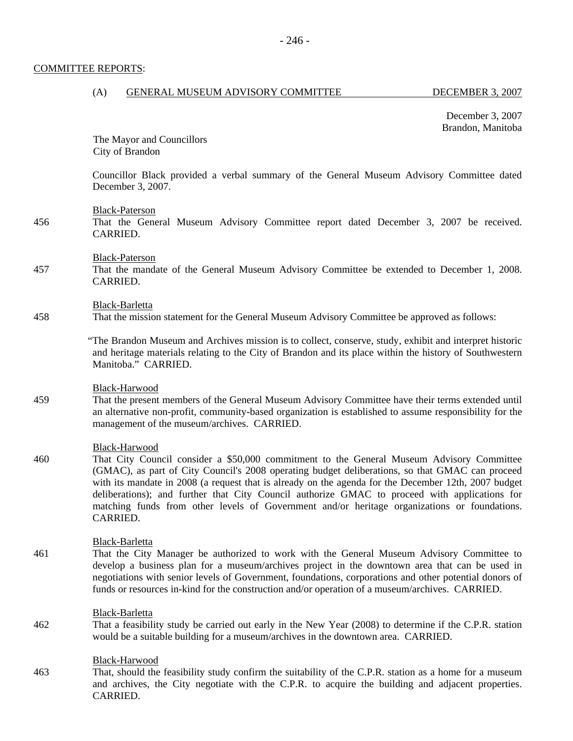COMMITTEE REPORTS:

(A) GENERAL MUSEUM ADVISORY COMMITTEE — DECEMBER 3, 2007

December 3, 2007
Brandon, Manitoba

The Mayor and Councillors
City of Brandon

Councillor Black provided a verbal summary of the General Museum Advisory Committee dated December 3, 2007.

Black-Paterson

456 That the General Museum Advisory Committee report dated December 3, 2007 be received. CARRIED.

Black-Paterson

457 That the mandate of the General Museum Advisory Committee be extended to December 1, 2008. CARRIED.

Black-Barletta

458 That the mission statement for the General Museum Advisory Committee be approved as follows:

"The Brandon Museum and Archives mission is to collect, conserve, study, exhibit and interpret historic and heritage materials relating to the City of Brandon and its place within the history of Southwestern Manitoba." CARRIED.

Black-Harwood

459 That the present members of the General Museum Advisory Committee have their terms extended until an alternative non-profit, community-based organization is established to assume responsibility for the management of the museum/archives. CARRIED.

Black-Harwood

460 That City Council consider a $50,000 commitment to the General Museum Advisory Committee (GMAC), as part of City Council's 2008 operating budget deliberations, so that GMAC can proceed with its mandate in 2008 (a request that is already on the agenda for the December 12th, 2007 budget deliberations); and further that City Council authorize GMAC to proceed with applications for matching funds from other levels of Government and/or heritage organizations or foundations. CARRIED.

Black-Barletta

461 That the City Manager be authorized to work with the General Museum Advisory Committee to develop a business plan for a museum/archives project in the downtown area that can be used in negotiations with senior levels of Government, foundations, corporations and other potential donors of funds or resources in-kind for the construction and/or operation of a museum/archives. CARRIED.

Black-Barletta

462 That a feasibility study be carried out early in the New Year (2008) to determine if the C.P.R. station would be a suitable building for a museum/archives in the downtown area. CARRIED.

Black-Harwood

463 That, should the feasibility study confirm the suitability of the C.P.R. station as a home for a museum and archives, the City negotiate with the C.P.R. to acquire the building and adjacent properties. CARRIED.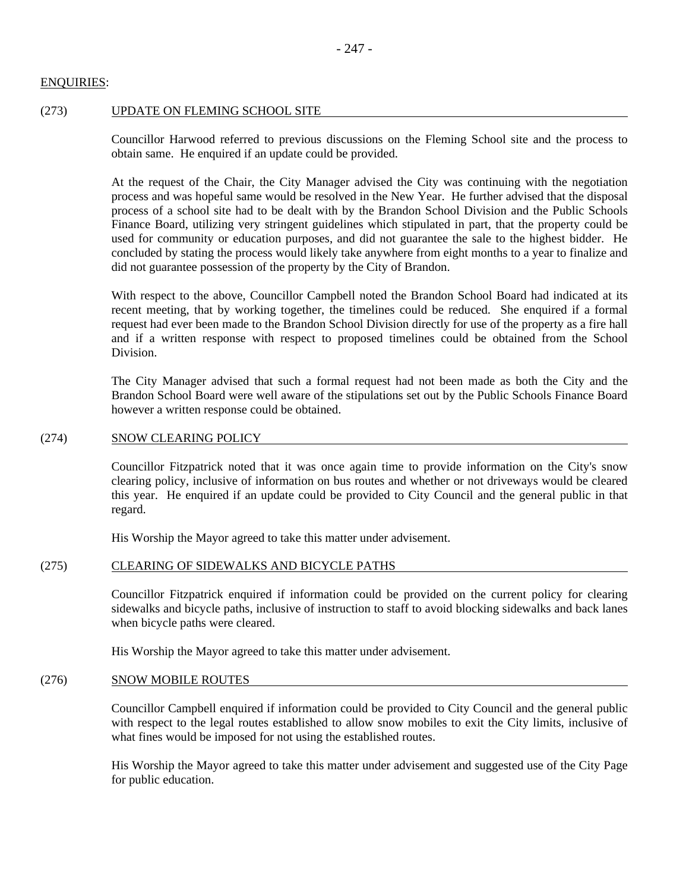ENQUIRIES:

(273) UPDATE ON FLEMING SCHOOL SITE

Councillor Harwood referred to previous discussions on the Fleming School site and the process to obtain same. He enquired if an update could be provided.

At the request of the Chair, the City Manager advised the City was continuing with the negotiation process and was hopeful same would be resolved in the New Year. He further advised that the disposal process of a school site had to be dealt with by the Brandon School Division and the Public Schools Finance Board, utilizing very stringent guidelines which stipulated in part, that the property could be used for community or education purposes, and did not guarantee the sale to the highest bidder. He concluded by stating the process would likely take anywhere from eight months to a year to finalize and did not guarantee possession of the property by the City of Brandon.

With respect to the above, Councillor Campbell noted the Brandon School Board had indicated at its recent meeting, that by working together, the timelines could be reduced. She enquired if a formal request had ever been made to the Brandon School Division directly for use of the property as a fire hall and if a written response with respect to proposed timelines could be obtained from the School Division.

The City Manager advised that such a formal request had not been made as both the City and the Brandon School Board were well aware of the stipulations set out by the Public Schools Finance Board however a written response could be obtained.

(274) SNOW CLEARING POLICY

Councillor Fitzpatrick noted that it was once again time to provide information on the City's snow clearing policy, inclusive of information on bus routes and whether or not driveways would be cleared this year. He enquired if an update could be provided to City Council and the general public in that regard.

His Worship the Mayor agreed to take this matter under advisement.

(275) CLEARING OF SIDEWALKS AND BICYCLE PATHS

Councillor Fitzpatrick enquired if information could be provided on the current policy for clearing sidewalks and bicycle paths, inclusive of instruction to staff to avoid blocking sidewalks and back lanes when bicycle paths were cleared.

His Worship the Mayor agreed to take this matter under advisement.

(276) SNOW MOBILE ROUTES

Councillor Campbell enquired if information could be provided to City Council and the general public with respect to the legal routes established to allow snow mobiles to exit the City limits, inclusive of what fines would be imposed for not using the established routes.

His Worship the Mayor agreed to take this matter under advisement and suggested use of the City Page for public education.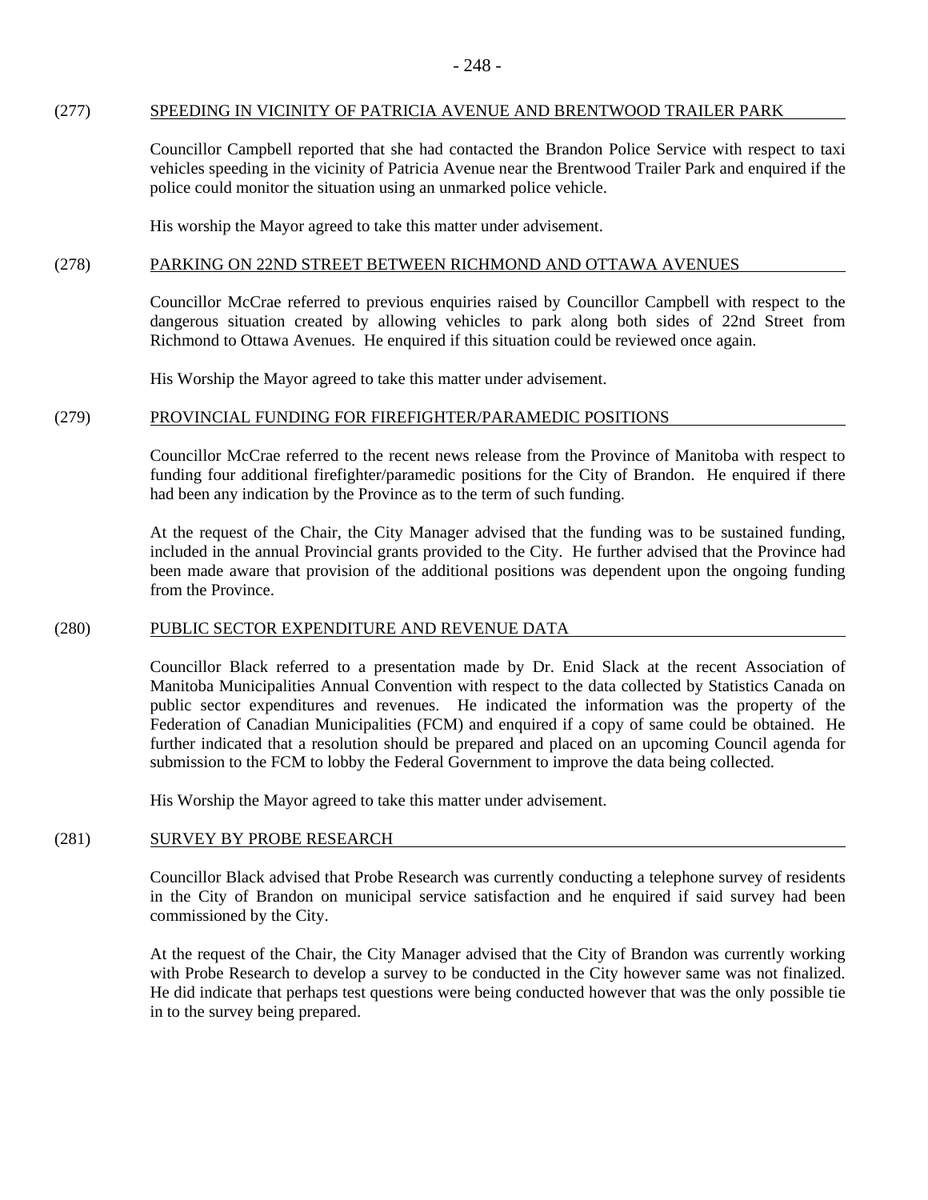(277) SPEEDING IN VICINITY OF PATRICIA AVENUE AND BRENTWOOD TRAILER PARK

Councillor Campbell reported that she had contacted the Brandon Police Service with respect to taxi vehicles speeding in the vicinity of Patricia Avenue near the Brentwood Trailer Park and enquired if the police could monitor the situation using an unmarked police vehicle.

His worship the Mayor agreed to take this matter under advisement.

(278) PARKING ON 22ND STREET BETWEEN RICHMOND AND OTTAWA AVENUES

Councillor McCrae referred to previous enquiries raised by Councillor Campbell with respect to the dangerous situation created by allowing vehicles to park along both sides of 22nd Street from Richmond to Ottawa Avenues. He enquired if this situation could be reviewed once again.

His Worship the Mayor agreed to take this matter under advisement.

(279) PROVINCIAL FUNDING FOR FIREFIGHTER/PARAMEDIC POSITIONS

Councillor McCrae referred to the recent news release from the Province of Manitoba with respect to funding four additional firefighter/paramedic positions for the City of Brandon. He enquired if there had been any indication by the Province as to the term of such funding.

At the request of the Chair, the City Manager advised that the funding was to be sustained funding, included in the annual Provincial grants provided to the City. He further advised that the Province had been made aware that provision of the additional positions was dependent upon the ongoing funding from the Province.

(280) PUBLIC SECTOR EXPENDITURE AND REVENUE DATA

Councillor Black referred to a presentation made by Dr. Enid Slack at the recent Association of Manitoba Municipalities Annual Convention with respect to the data collected by Statistics Canada on public sector expenditures and revenues. He indicated the information was the property of the Federation of Canadian Municipalities (FCM) and enquired if a copy of same could be obtained. He further indicated that a resolution should be prepared and placed on an upcoming Council agenda for submission to the FCM to lobby the Federal Government to improve the data being collected.

His Worship the Mayor agreed to take this matter under advisement.

(281) SURVEY BY PROBE RESEARCH

Councillor Black advised that Probe Research was currently conducting a telephone survey of residents in the City of Brandon on municipal service satisfaction and he enquired if said survey had been commissioned by the City.

At the request of the Chair, the City Manager advised that the City of Brandon was currently working with Probe Research to develop a survey to be conducted in the City however same was not finalized. He did indicate that perhaps test questions were being conducted however that was the only possible tie in to the survey being prepared.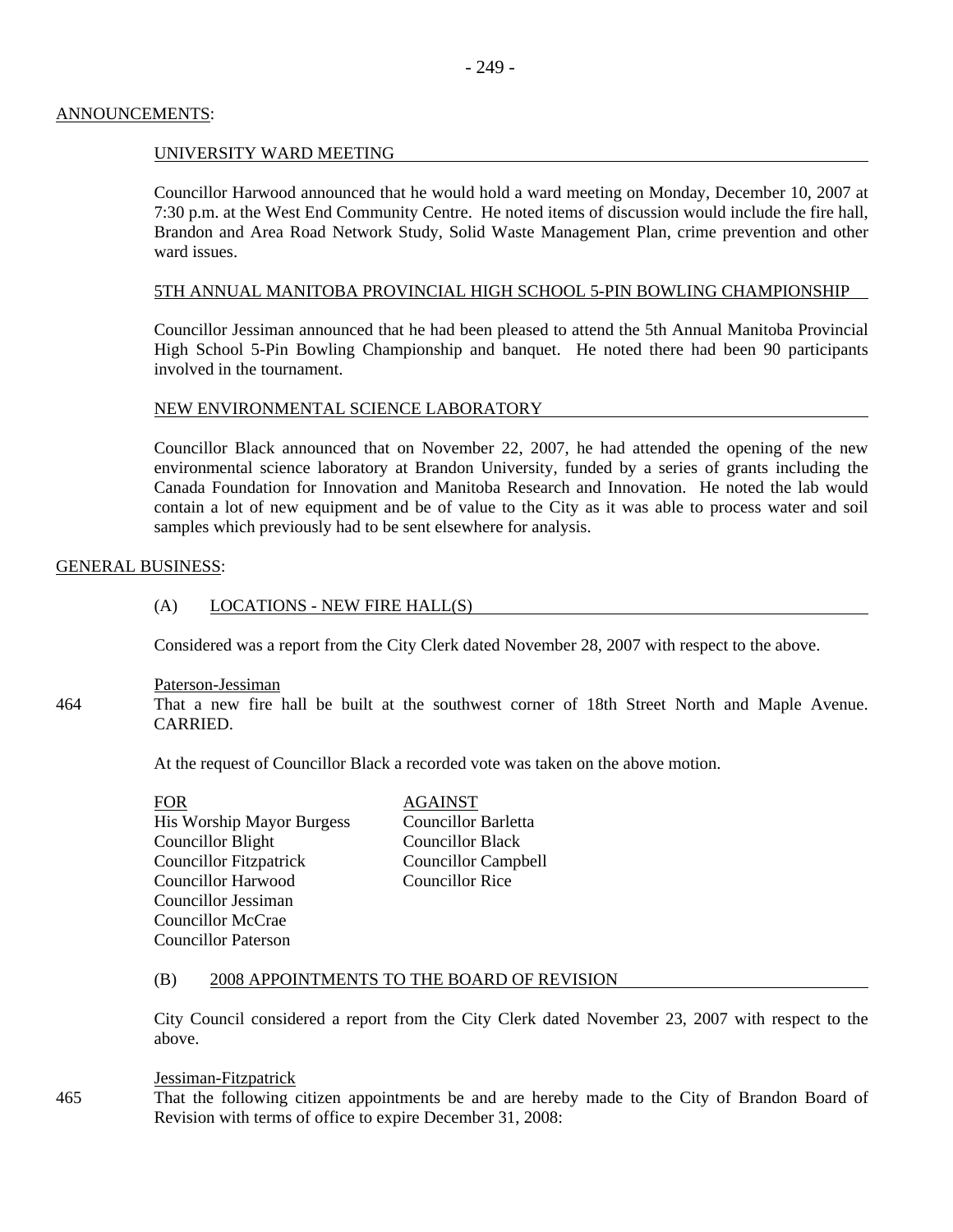## ANNOUNCEMENTS:

### UNIVERSITY WARD MEETING

Councillor Harwood announced that he would hold a ward meeting on Monday, December 10, 2007 at 7:30 p.m. at the West End Community Centre. He noted items of discussion would include the fire hall, Brandon and Area Road Network Study, Solid Waste Management Plan, crime prevention and other ward issues.

### 5TH ANNUAL MANITOBA PROVINCIAL HIGH SCHOOL 5-PIN BOWLING CHAMPIONSHIP

Councillor Jessiman announced that he had been pleased to attend the 5th Annual Manitoba Provincial High School 5-Pin Bowling Championship and banquet. He noted there had been 90 participants involved in the tournament.

### NEW ENVIRONMENTAL SCIENCE LABORATORY

Councillor Black announced that on November 22, 2007, he had attended the opening of the new environmental science laboratory at Brandon University, funded by a series of grants including the Canada Foundation for Innovation and Manitoba Research and Innovation. He noted the lab would contain a lot of new equipment and be of value to the City as it was able to process water and soil samples which previously had to be sent elsewhere for analysis.

## GENERAL BUSINESS:

### (A) LOCATIONS - NEW FIRE HALL(S)

Considered was a report from the City Clerk dated November 28, 2007 with respect to the above.

Paterson-Jessiman

464 That a new fire hall be built at the southwest corner of 18th Street North and Maple Avenue. CARRIED.

At the request of Councillor Black a recorded vote was taken on the above motion.

| FOR | AGAINST |
|---|---|
| His Worship Mayor Burgess | Councillor Barletta |
| Councillor Blight | Councillor Black |
| Councillor Fitzpatrick | Councillor Campbell |
| Councillor Harwood | Councillor Rice |
| Councillor Jessiman | |
| Councillor McCrae | |
| Councillor Paterson | |

### (B) 2008 APPOINTMENTS TO THE BOARD OF REVISION

City Council considered a report from the City Clerk dated November 23, 2007 with respect to the above.

Jessiman-Fitzpatrick

465 That the following citizen appointments be and are hereby made to the City of Brandon Board of Revision with terms of office to expire December 31, 2008: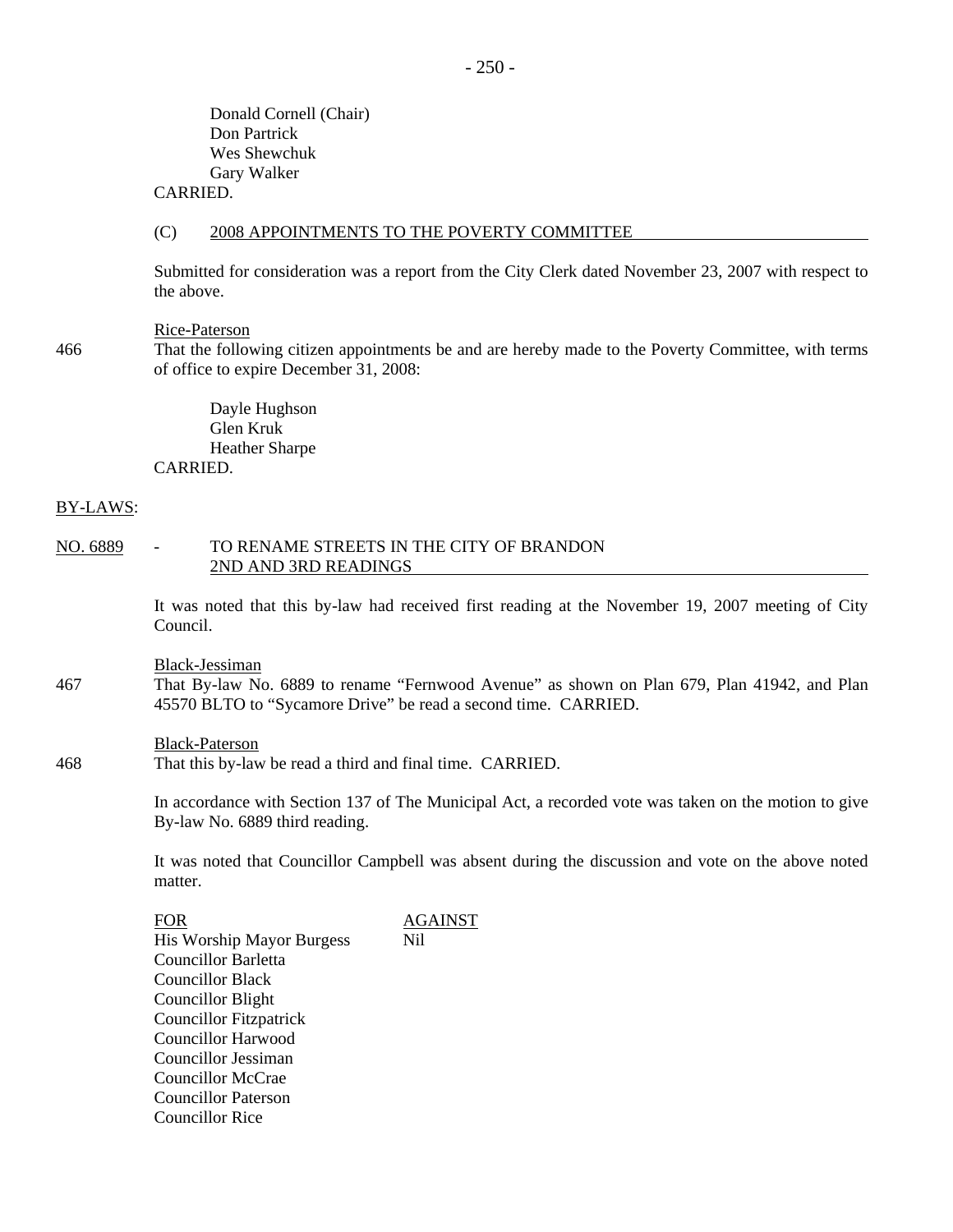Donald Cornell (Chair)
Don Partrick
Wes Shewchuk
Gary Walker

CARRIED.

(C) 2008 APPOINTMENTS TO THE POVERTY COMMITTEE

Submitted for consideration was a report from the City Clerk dated November 23, 2007 with respect to the above.

Rice-Paterson

466 That the following citizen appointments be and are hereby made to the Poverty Committee, with terms of office to expire December 31, 2008:

Dayle Hughson
Glen Kruk
Heather Sharpe

CARRIED.

BY-LAWS:

NO. 6889 - TO RENAME STREETS IN THE CITY OF BRANDON
2ND AND 3RD READINGS

It was noted that this by-law had received first reading at the November 19, 2007 meeting of City Council.

Black-Jessiman

467 That By-law No. 6889 to rename "Fernwood Avenue" as shown on Plan 679, Plan 41942, and Plan 45570 BLTO to "Sycamore Drive" be read a second time. CARRIED.

Black-Paterson

468 That this by-law be read a third and final time. CARRIED.

In accordance with Section 137 of The Municipal Act, a recorded vote was taken on the motion to give By-law No. 6889 third reading.

It was noted that Councillor Campbell was absent during the discussion and vote on the above noted matter.

| FOR | AGAINST |
|---|---|
| His Worship Mayor Burgess | Nil |
| Councillor Barletta | |
| Councillor Black | |
| Councillor Blight | |
| Councillor Fitzpatrick | |
| Councillor Harwood | |
| Councillor Jessiman | |
| Councillor McCrae | |
| Councillor Paterson | |
| Councillor Rice | |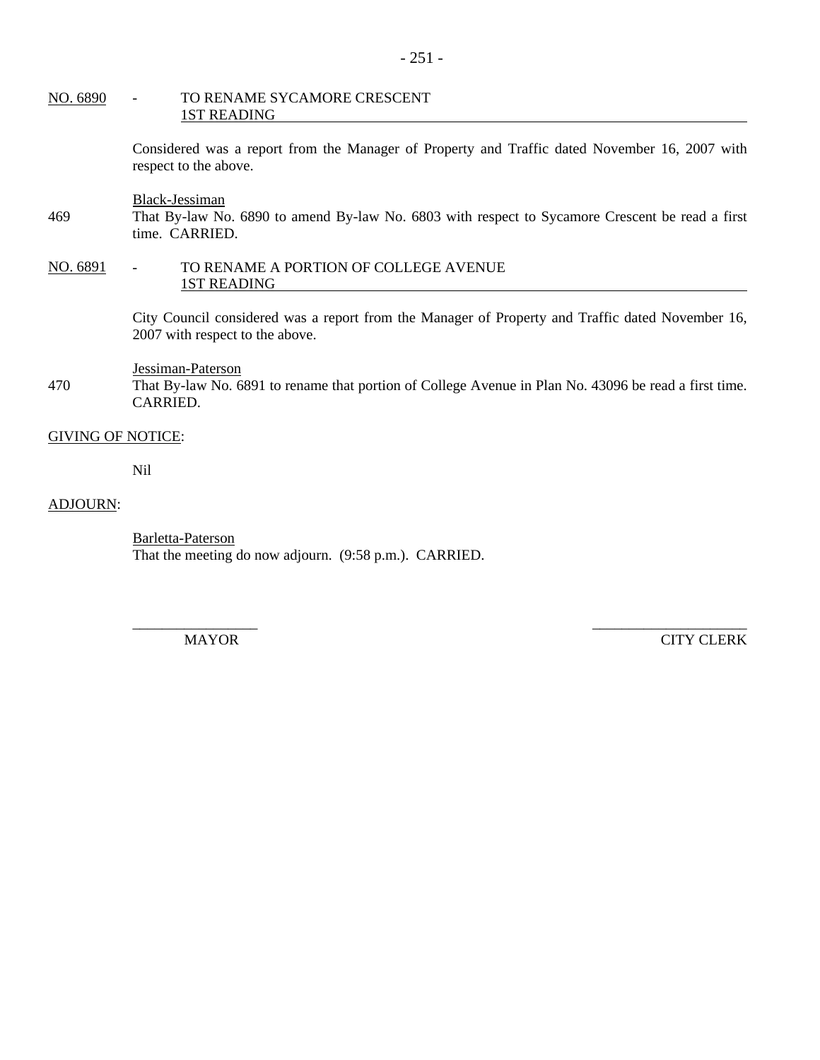NO. 6890 - TO RENAME SYCAMORE CRESCENT
1ST READING

Considered was a report from the Manager of Property and Traffic dated November 16, 2007 with respect to the above.

Black-Jessiman

469 That By-law No. 6890 to amend By-law No. 6803 with respect to Sycamore Crescent be read a first time. CARRIED.

NO. 6891 - TO RENAME A PORTION OF COLLEGE AVENUE
1ST READING

City Council considered was a report from the Manager of Property and Traffic dated November 16, 2007 with respect to the above.

Jessiman-Paterson

470 That By-law No. 6891 to rename that portion of College Avenue in Plan No. 43096 be read a first time. CARRIED.

GIVING OF NOTICE:

Nil

ADJOURN:

Barletta-Paterson

That the meeting do now adjourn. (9:58 p.m.). CARRIED.

_________________ _____________________

MAYOR CITY CLERK